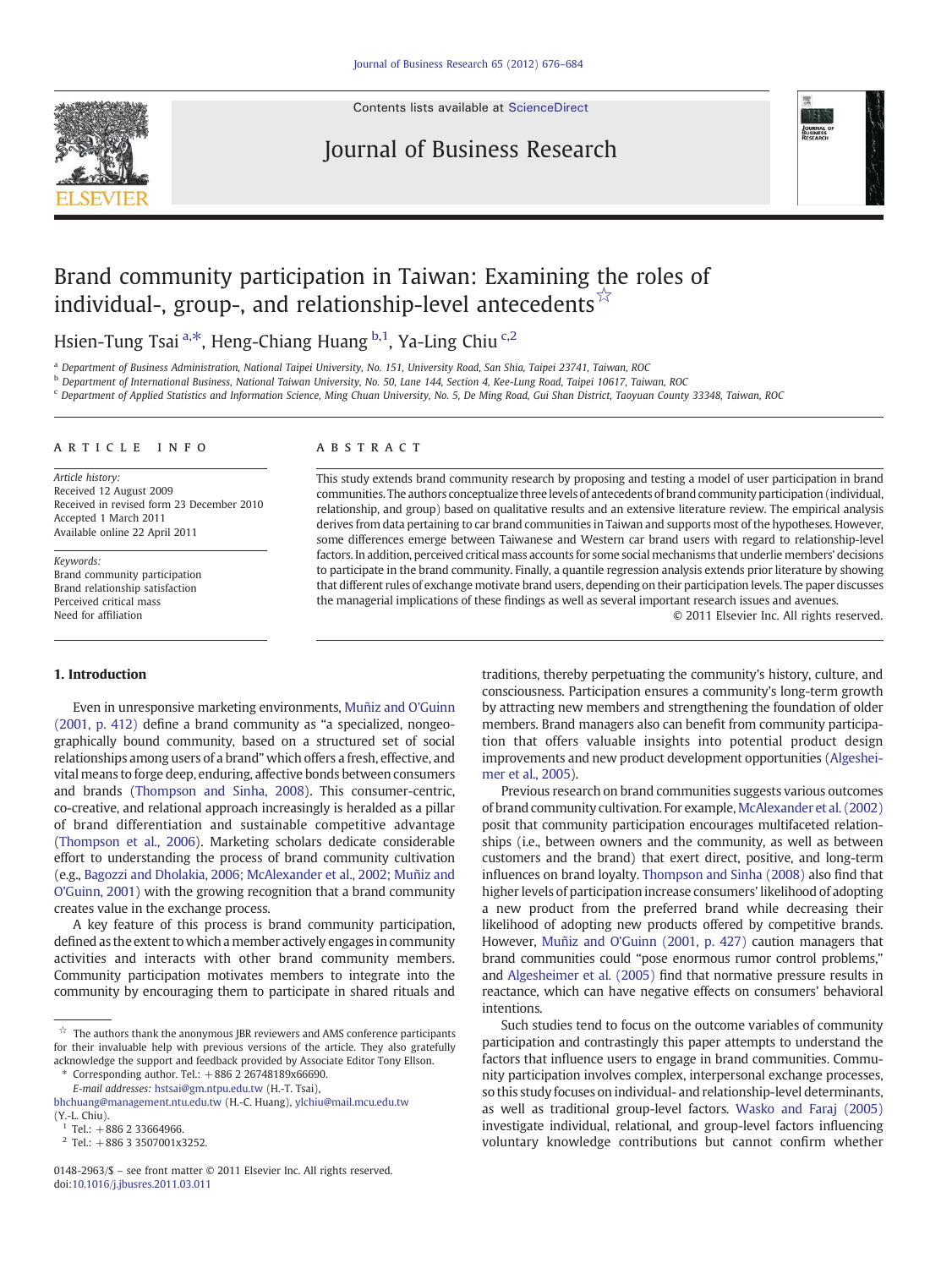# Brand community participation in Taiwan: Examining the roles of individual-, group-, and relationship-level antecedents ☆

Hsien-Tung Tsai [a,*], Heng-Chiang Huang [b,1], Ya-Ling Chiu [c,2]

[a] Department of Business Administration, National Taipei University, No. 151, University Road, San Shia, Taipei 23741, Taiwan, ROC

[b] Department of International Business, National Taiwan University, No. 50, Lane 144, Section 4, Kee-Lung Road, Taipei 10617, Taiwan, ROC

[c] Department of Applied Statistics and Information Science, Ming Chuan University, No. 5, De Ming Road, Gui Shan District, Taoyuan County 33348, Taiwan, ROC

## ARTICLE INFO

*Article history:*
Received 12 August 2009
Received in revised form 23 December 2010
Accepted 1 March 2011
Available online 22 April 2011

*Keywords:*
Brand community participation
Brand relationship satisfaction
Perceived critical mass
Need for affiliation

## ABSTRACT

This study extends brand community research by proposing and testing a model of user participation in brand communities. The authors conceptualize three levels of antecedents of brand community participation (individual, relationship, and group) based on qualitative results and an extensive literature review. The empirical analysis derives from data pertaining to car brand communities in Taiwan and supports most of the hypotheses. However, some differences emerge between Taiwanese and Western car brand users with regard to relationship-level factors. In addition, perceived critical mass accounts for some social mechanisms that underlie members' decisions to participate in the brand community. Finally, a quantile regression analysis extends prior literature by showing that different rules of exchange motivate brand users, depending on their participation levels. The paper discusses the managerial implications of these findings as well as several important research issues and avenues.

© 2011 Elsevier Inc. All rights reserved.

## 1. Introduction

Even in unresponsive marketing environments, Muñiz and O'Guinn (2001, p. 412) define a brand community as "a specialized, nongeographically bound community, based on a structured set of social relationships among users of a brand" which offers a fresh, effective, and vital means to forge deep, enduring, affective bonds between consumers and brands (Thompson and Sinha, 2008). This consumer-centric, co-creative, and relational approach increasingly is heralded as a pillar of brand differentiation and sustainable competitive advantage (Thompson et al., 2006). Marketing scholars dedicate considerable effort to understanding the process of brand community cultivation (e.g., Bagozzi and Dholakia, 2006; McAlexander et al., 2002; Muñiz and O'Guinn, 2001) with the growing recognition that a brand community creates value in the exchange process.

A key feature of this process is brand community participation, defined as the extent to which a member actively engages in community activities and interacts with other brand community members. Community participation motivates members to integrate into the community by encouraging them to participate in shared rituals and traditions, thereby perpetuating the community's history, culture, and consciousness. Participation ensures a community's long-term growth by attracting new members and strengthening the foundation of older members. Brand managers also can benefit from community participation that offers valuable insights into potential product design improvements and new product development opportunities (Algesheimer et al., 2005).

Previous research on brand communities suggests various outcomes of brand community cultivation. For example, McAlexander et al. (2002) posit that community participation encourages multifaceted relationships (i.e., between owners and the community, as well as between customers and the brand) that exert direct, positive, and long-term influences on brand loyalty. Thompson and Sinha (2008) also find that higher levels of participation increase consumers' likelihood of adopting a new product from the preferred brand while decreasing their likelihood of adopting new products offered by competitive brands. However, Muñiz and O'Guinn (2001, p. 427) caution managers that brand communities could "pose enormous rumor control problems," and Algesheimer et al. (2005) find that normative pressure results in reactance, which can have negative effects on consumers' behavioral intentions.

Such studies tend to focus on the outcome variables of community participation and contrastingly this paper attempts to understand the factors that influence users to engage in brand communities. Community participation involves complex, interpersonal exchange processes, so this study focuses on individual- and relationship-level determinants, as well as traditional group-level factors. Wasko and Faraj (2005) investigate individual, relational, and group-level factors influencing voluntary knowledge contributions but cannot confirm whether

---

☆ The authors thank the anonymous JBR reviewers and AMS conference participants for their invaluable help with previous versions of the article. They also gratefully acknowledge the support and feedback provided by Associate Editor Tony Ellson.

\* Corresponding author. Tel.: +886 2 26748189x66690.
*E-mail addresses:* hstsai@gm.ntpu.edu.tw (H.-T. Tsai), bhchuang@management.ntu.edu.tw (H.-C. Huang), ylchiu@mail.mcu.edu.tw (Y.-L. Chiu).

[1] Tel.: +886 2 33664966.

[2] Tel.: +886 3 3507001x3252.

0148-2963/$ – see front matter © 2011 Elsevier Inc. All rights reserved.
doi:10.1016/j.jbusres.2011.03.011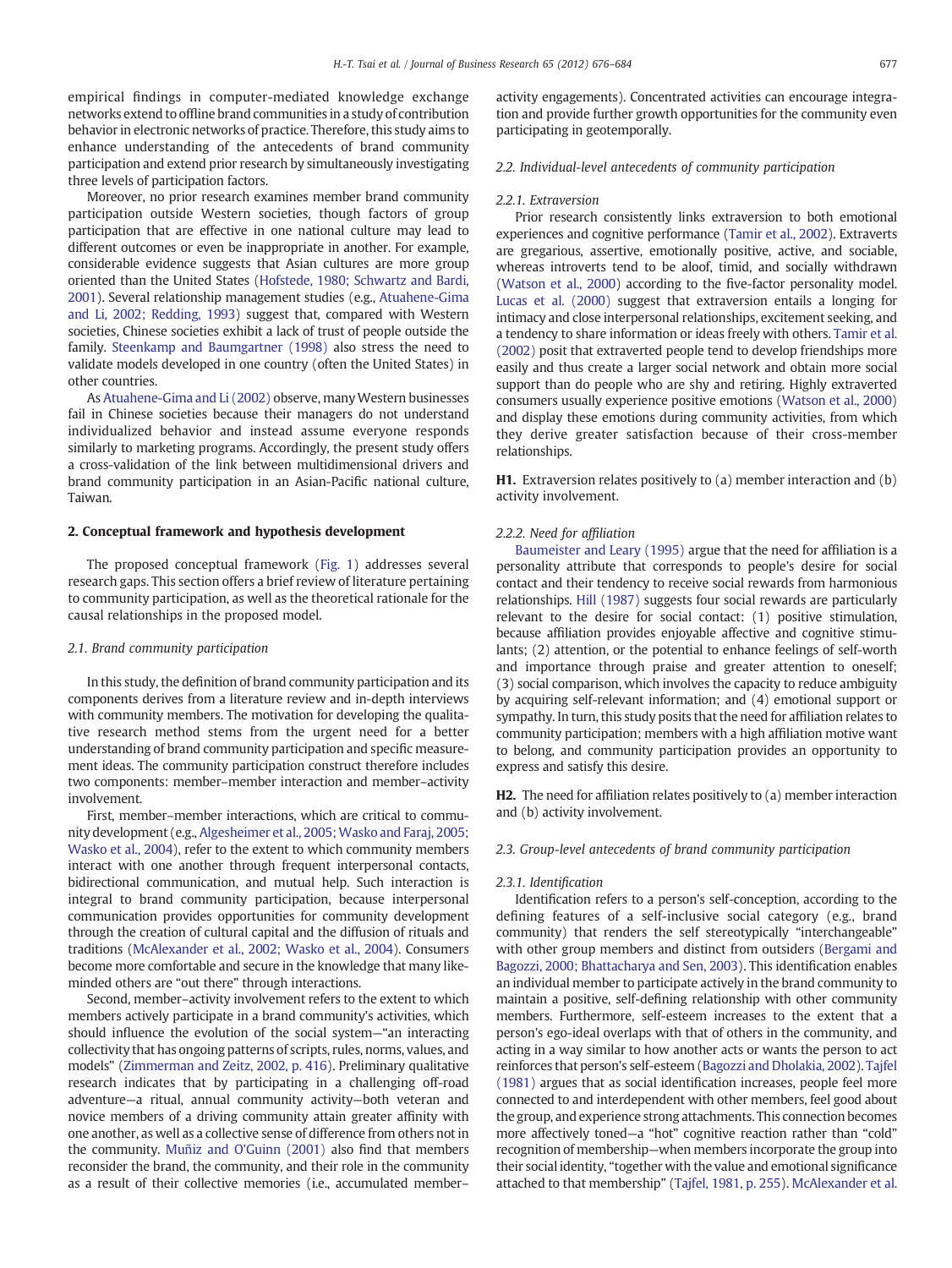empirical findings in computer-mediated knowledge exchange networks extend to offline brand communities in a study of contribution behavior in electronic networks of practice. Therefore, this study aims to enhance understanding of the antecedents of brand community participation and extend prior research by simultaneously investigating three levels of participation factors.

Moreover, no prior research examines member brand community participation outside Western societies, though factors of group participation that are effective in one national culture may lead to different outcomes or even be inappropriate in another. For example, considerable evidence suggests that Asian cultures are more group oriented than the United States (Hofstede, 1980; Schwartz and Bardi, 2001). Several relationship management studies (e.g., Atuahene-Gima and Li, 2002; Redding, 1993) suggest that, compared with Western societies, Chinese societies exhibit a lack of trust of people outside the family. Steenkamp and Baumgartner (1998) also stress the need to validate models developed in one country (often the United States) in other countries.

As Atuahene-Gima and Li (2002) observe, many Western businesses fail in Chinese societies because their managers do not understand individualized behavior and instead assume everyone responds similarly to marketing programs. Accordingly, the present study offers a cross-validation of the link between multidimensional drivers and brand community participation in an Asian-Pacific national culture, Taiwan.

## 2. Conceptual framework and hypothesis development

The proposed conceptual framework (Fig. 1) addresses several research gaps. This section offers a brief review of literature pertaining to community participation, as well as the theoretical rationale for the causal relationships in the proposed model.

### 2.1. Brand community participation

In this study, the definition of brand community participation and its components derives from a literature review and in-depth interviews with community members. The motivation for developing the qualitative research method stems from the urgent need for a better understanding of brand community participation and specific measurement ideas. The community participation construct therefore includes two components: member–member interaction and member–activity involvement.

First, member–member interactions, which are critical to community development (e.g., Algesheimer et al., 2005; Wasko and Faraj, 2005; Wasko et al., 2004), refer to the extent to which community members interact with one another through frequent interpersonal contacts, bidirectional communication, and mutual help. Such interaction is integral to brand community participation, because interpersonal communication provides opportunities for community development through the creation of cultural capital and the diffusion of rituals and traditions (McAlexander et al., 2002; Wasko et al., 2004). Consumers become more comfortable and secure in the knowledge that many like-minded others are "out there" through interactions.

Second, member–activity involvement refers to the extent to which members actively participate in a brand community's activities, which should influence the evolution of the social system—"an interacting collectivity that has ongoing patterns of scripts, rules, norms, values, and models" (Zimmerman and Zeitz, 2002, p. 416). Preliminary qualitative research indicates that by participating in a challenging off-road adventure—a ritual, annual community activity—both veteran and novice members of a driving community attain greater affinity with one another, as well as a collective sense of difference from others not in the community. Muñiz and O'Guinn (2001) also find that members reconsider the brand, the community, and their role in the community as a result of their collective memories (i.e., accumulated member–activity engagements). Concentrated activities can encourage integration and provide further growth opportunities for the community even participating in geotemporally.

### 2.2. Individual-level antecedents of community participation

#### 2.2.1. Extraversion

Prior research consistently links extraversion to both emotional experiences and cognitive performance (Tamir et al., 2002). Extraverts are gregarious, assertive, emotionally positive, active, and sociable, whereas introverts tend to be aloof, timid, and socially withdrawn (Watson et al., 2000) according to the five-factor personality model. Lucas et al. (2000) suggest that extraversion entails a longing for intimacy and close interpersonal relationships, excitement seeking, and a tendency to share information or ideas freely with others. Tamir et al. (2002) posit that extraverted people tend to develop friendships more easily and thus create a larger social network and obtain more social support than do people who are shy and retiring. Highly extraverted consumers usually experience positive emotions (Watson et al., 2000) and display these emotions during community activities, from which they derive greater satisfaction because of their cross-member relationships.

**H1.** Extraversion relates positively to (a) member interaction and (b) activity involvement.

#### 2.2.2. Need for affiliation

Baumeister and Leary (1995) argue that the need for affiliation is a personality attribute that corresponds to people's desire for social contact and their tendency to receive social rewards from harmonious relationships. Hill (1987) suggests four social rewards are particularly relevant to the desire for social contact: (1) positive stimulation, because affiliation provides enjoyable affective and cognitive stimulants; (2) attention, or the potential to enhance feelings of self-worth and importance through praise and greater attention to oneself; (3) social comparison, which involves the capacity to reduce ambiguity by acquiring self-relevant information; and (4) emotional support or sympathy. In turn, this study posits that the need for affiliation relates to community participation; members with a high affiliation motive want to belong, and community participation provides an opportunity to express and satisfy this desire.

**H2.** The need for affiliation relates positively to (a) member interaction and (b) activity involvement.

### 2.3. Group-level antecedents of brand community participation

#### 2.3.1. Identification

Identification refers to a person's self-conception, according to the defining features of a self-inclusive social category (e.g., brand community) that renders the self stereotypically "interchangeable" with other group members and distinct from outsiders (Bergami and Bagozzi, 2000; Bhattacharya and Sen, 2003). This identification enables an individual member to participate actively in the brand community to maintain a positive, self-defining relationship with other community members. Furthermore, self-esteem increases to the extent that a person's ego-ideal overlaps with that of others in the community, and acting in a way similar to how another acts or wants the person to act reinforces that person's self-esteem (Bagozzi and Dholakia, 2002). Tajfel (1981) argues that as social identification increases, people feel more connected to and interdependent with other members, feel good about the group, and experience strong attachments. This connection becomes more affectively toned—a "hot" cognitive reaction rather than "cold" recognition of membership—when members incorporate the group into their social identity, "together with the value and emotional significance attached to that membership" (Tajfel, 1981, p. 255). McAlexander et al.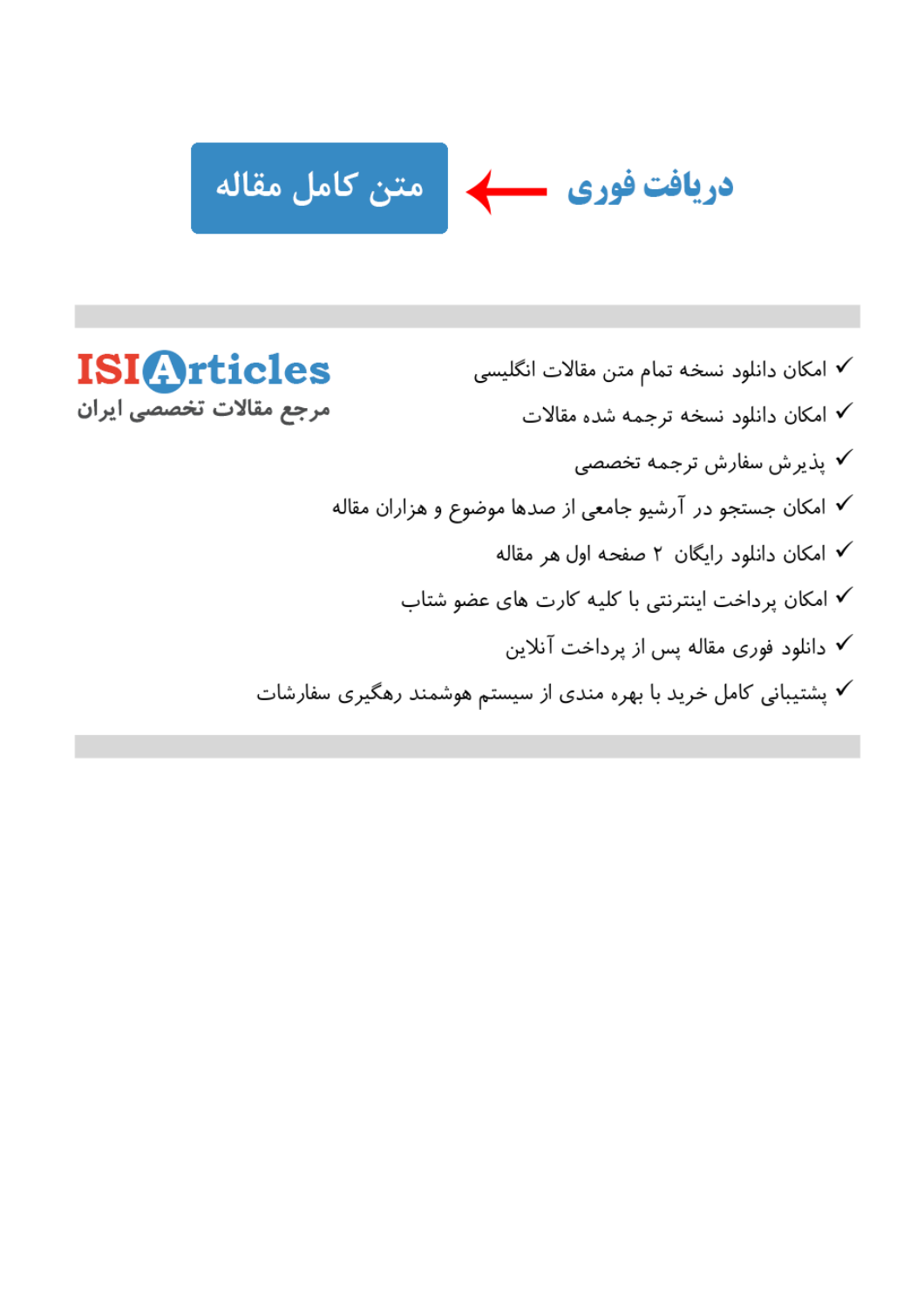دریافت فوری ← **متن کامل مقاله**

**ISIArticles**
مرجع مقالات تخصصی ایران

- ✓ امکان دانلود نسخه تمام متن مقالات انگلیسی
- ✓ امکان دانلود نسخه ترجمه شده مقالات
- ✓ پذیرش سفارش ترجمه تخصصی
- ✓ امکان جستجو در آرشیو جامعی از صدها موضوع و هزاران مقاله
- ✓ امکان دانلود رایگان ۲ صفحه اول هر مقاله
- ✓ امکان پرداخت اینترنتی با کلیه کارت های عضو شتاب
- ✓ دانلود فوری مقاله پس از پرداخت آنلاین
- ✓ پشتیبانی کامل خرید با بهره مندی از سیستم هوشمند رهگیری سفارشات